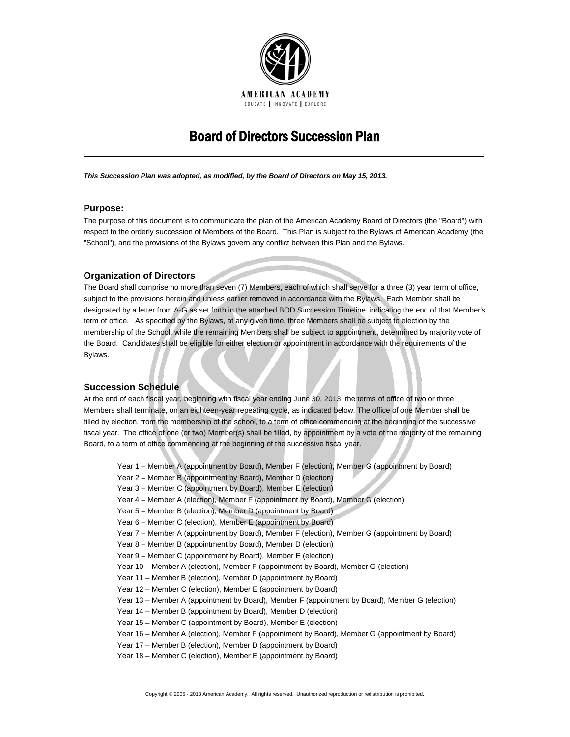AMERICAN ACADEMY

EDUCATE | INNOVATE | EXPLORE

# Board of Directors Succession Plan

***This Succession Plan was adopted, as modified, by the Board of Directors on May 15, 2013.***

### Purpose:

The purpose of this document is to communicate the plan of the American Academy Board of Directors (the "Board") with respect to the orderly succession of Members of the Board. This Plan is subject to the Bylaws of American Academy (the "School"), and the provisions of the Bylaws govern any conflict between this Plan and the Bylaws.

### Organization of Directors

The Board shall comprise no more than seven (7) Members, each of which shall serve for a three (3) year term of office, subject to the provisions herein and unless earlier removed in accordance with the Bylaws. Each Member shall be designated by a letter from A-G as set forth in the attached BOD Succession Timeline, indicating the end of that Member's term of office. As specified by the Bylaws, at any given time, three Members shall be subject to election by the membership of the School, while the remaining Members shall be subject to appointment, determined by majority vote of the Board. Candidates shall be eligible for either election or appointment in accordance with the requirements of the Bylaws.

### Succession Schedule

At the end of each fiscal year, beginning with fiscal year ending June 30, 2013, the terms of office of two or three Members shall terminate, on an eighteen-year repeating cycle, as indicated below. The office of one Member shall be filled by election, from the membership of the school, to a term of office commencing at the beginning of the successive fiscal year. The office of one (or two) Member(s) shall be filled, by appointment by a vote of the majority of the remaining Board, to a term of office commencing at the beginning of the successive fiscal year.

- Year 1 – Member A (appointment by Board), Member F (election), Member G (appointment by Board)
- Year 2 – Member B (appointment by Board), Member D (election)
- Year 3 – Member C (appointment by Board), Member E (election)
- Year 4 – Member A (election), Member F (appointment by Board), Member G (election)
- Year 5 – Member B (election), Member D (appointment by Board)
- Year 6 – Member C (election), Member E (appointment by Board)
- Year 7 – Member A (appointment by Board), Member F (election), Member G (appointment by Board)
- Year 8 – Member B (appointment by Board), Member D (election)
- Year 9 – Member C (appointment by Board), Member E (election)
- Year 10 – Member A (election), Member F (appointment by Board), Member G (election)
- Year 11 – Member B (election), Member D (appointment by Board)
- Year 12 – Member C (election), Member E (appointment by Board)
- Year 13 – Member A (appointment by Board), Member F (appointment by Board), Member G (election)
- Year 14 – Member B (appointment by Board), Member D (election)
- Year 15 – Member C (appointment by Board), Member E (election)
- Year 16 – Member A (election), Member F (appointment by Board), Member G (appointment by Board)
- Year 17 – Member B (election), Member D (appointment by Board)
- Year 18 – Member C (election), Member E (appointment by Board)

Copyright © 2005 - 2013 American Academy. All rights reserved. Unauthorized reproduction or redistribution is prohibited.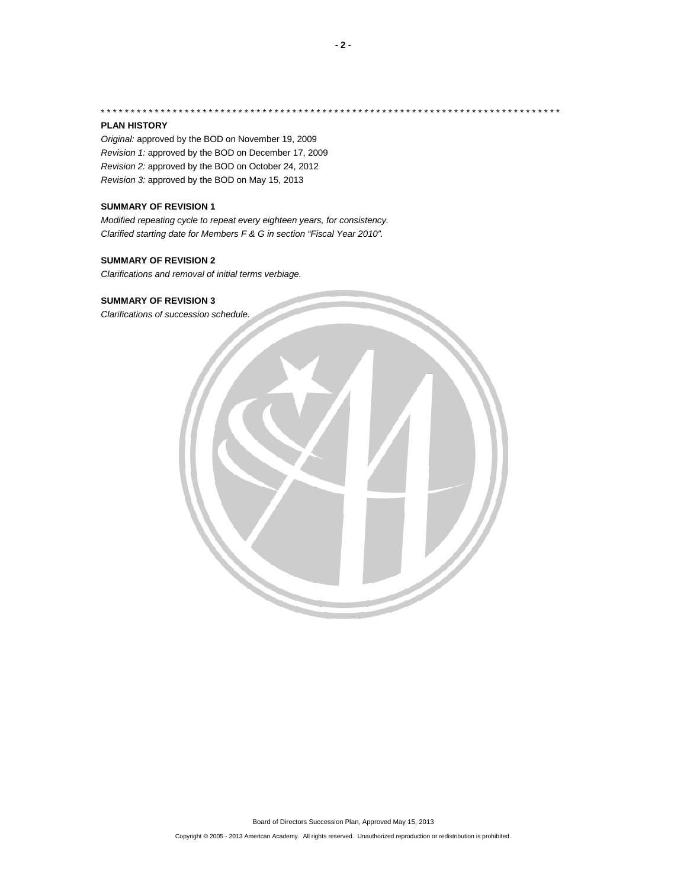* * * * * * * * * * * * * * * * * * * * * * * * * * * * * * * * * * * * * * * * * * * * * * * * * * * * * * * * * * * * * * * * * * * * * * * * * * * * * * * *

**PLAN HISTORY**

*Original:* approved by the BOD on November 19, 2009
*Revision 1:* approved by the BOD on December 17, 2009
*Revision 2:* approved by the BOD on October 24, 2012
*Revision 3:* approved by the BOD on May 15, 2013

**SUMMARY OF REVISION 1**

*Modified repeating cycle to repeat every eighteen years, for consistency.*
*Clarified starting date for Members F & G in section "Fiscal Year 2010".*

**SUMMARY OF REVISION 2**

*Clarifications and removal of initial terms verbiage.*

**SUMMARY OF REVISION 3**

*Clarifications of succession schedule.*